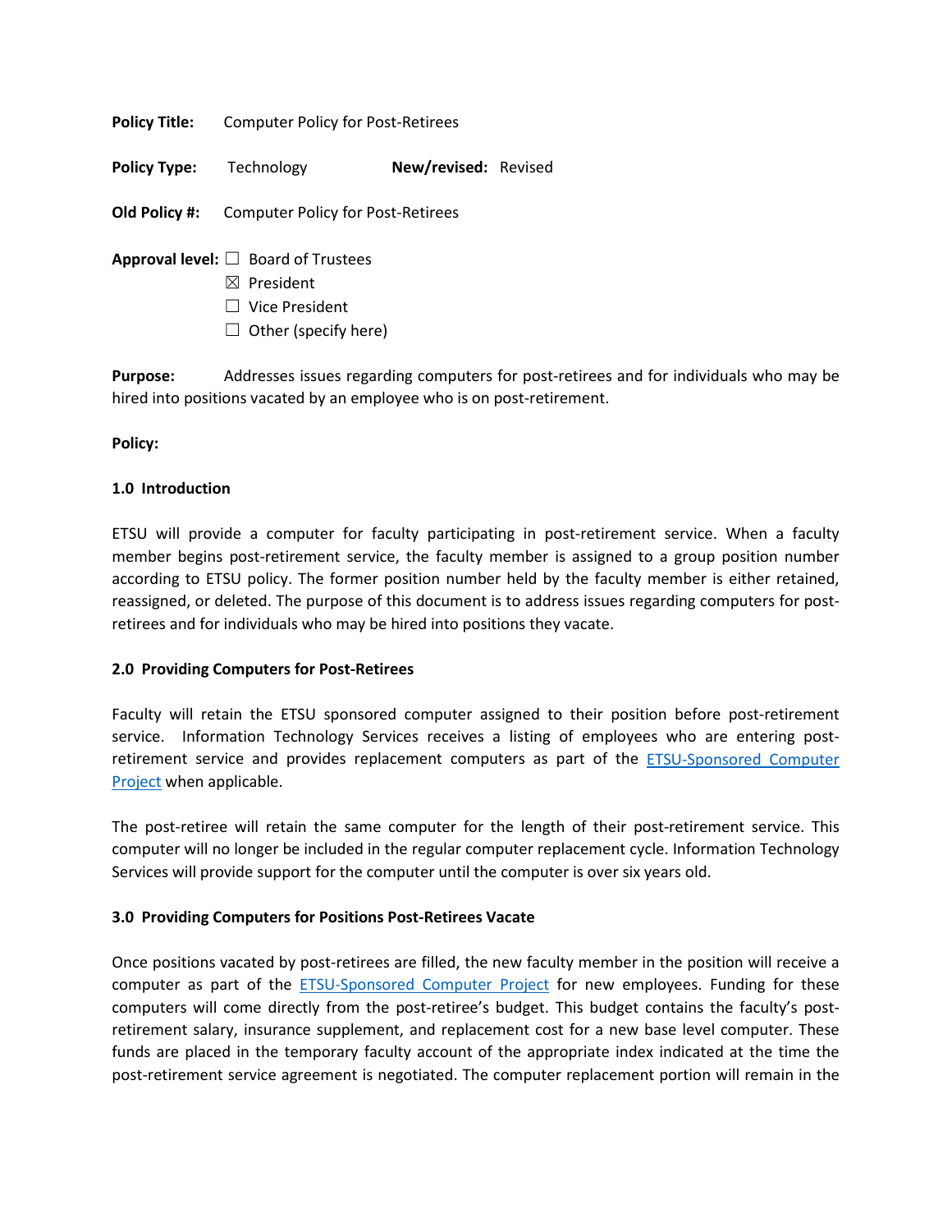**Policy Title:** Computer Policy for Post-Retirees

**Policy Type:** Technology **New/revised:** Revised

**Old Policy #:** Computer Policy for Post-Retirees

**Approval level:** ☐ Board of Trustees
☒ President
☐ Vice President
☐ Other (specify here)

**Purpose:** Addresses issues regarding computers for post-retirees and for individuals who may be hired into positions vacated by an employee who is on post-retirement.

**Policy:**

**1.0 Introduction**

ETSU will provide a computer for faculty participating in post-retirement service. When a faculty member begins post-retirement service, the faculty member is assigned to a group position number according to ETSU policy. The former position number held by the faculty member is either retained, reassigned, or deleted. The purpose of this document is to address issues regarding computers for post-retirees and for individuals who may be hired into positions they vacate.

**2.0 Providing Computers for Post-Retirees**

Faculty will retain the ETSU sponsored computer assigned to their position before post-retirement service. Information Technology Services receives a listing of employees who are entering post-retirement service and provides replacement computers as part of the ETSU-Sponsored Computer Project when applicable.

The post-retiree will retain the same computer for the length of their post-retirement service. This computer will no longer be included in the regular computer replacement cycle. Information Technology Services will provide support for the computer until the computer is over six years old.

**3.0 Providing Computers for Positions Post-Retirees Vacate**

Once positions vacated by post-retirees are filled, the new faculty member in the position will receive a computer as part of the ETSU-Sponsored Computer Project for new employees. Funding for these computers will come directly from the post-retiree's budget. This budget contains the faculty's post-retirement salary, insurance supplement, and replacement cost for a new base level computer. These funds are placed in the temporary faculty account of the appropriate index indicated at the time the post-retirement service agreement is negotiated. The computer replacement portion will remain in the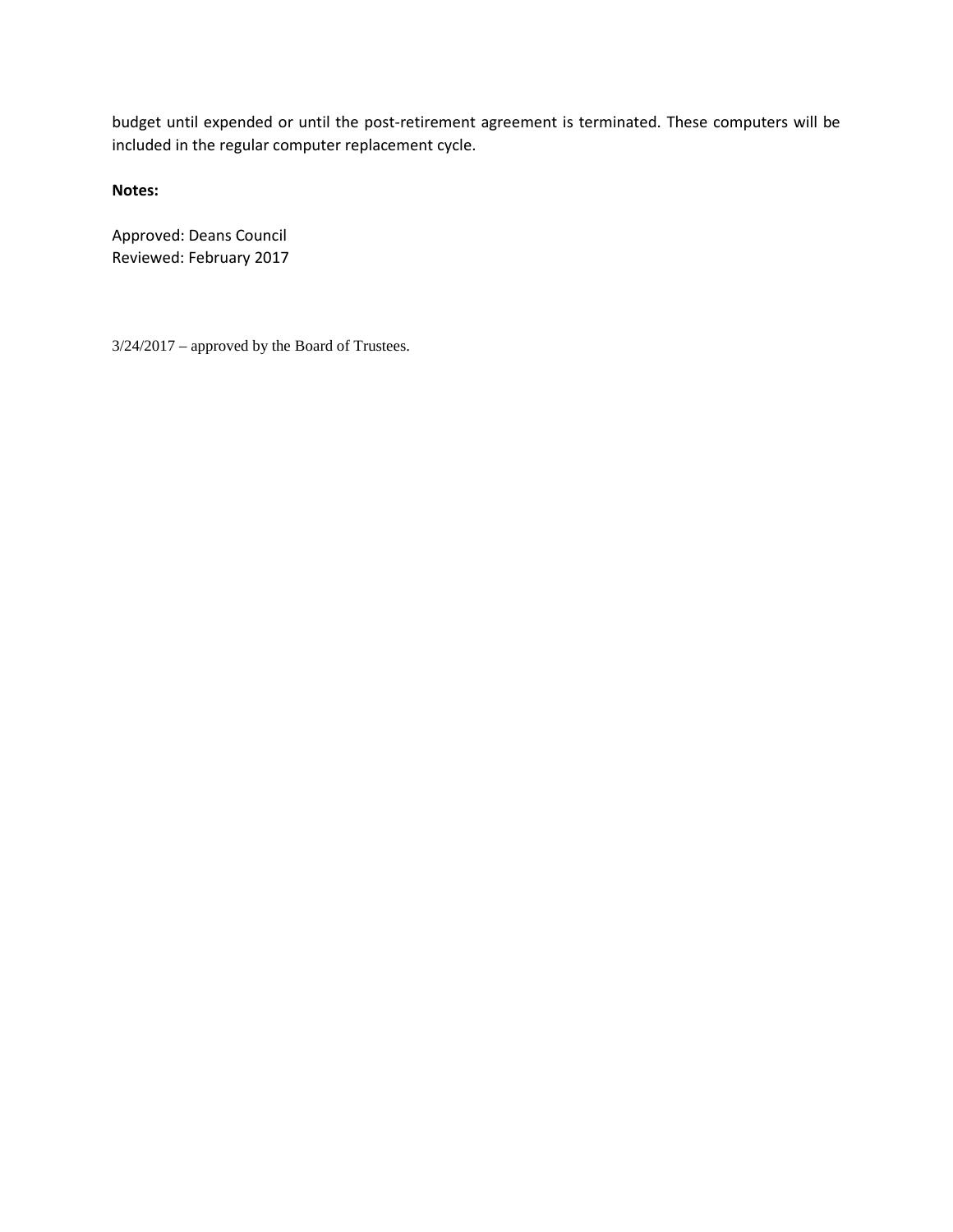budget until expended or until the post-retirement agreement is terminated. These computers will be included in the regular computer replacement cycle.

**Notes:**

Approved: Deans Council
Reviewed: February 2017

3/24/2017 – approved by the Board of Trustees.